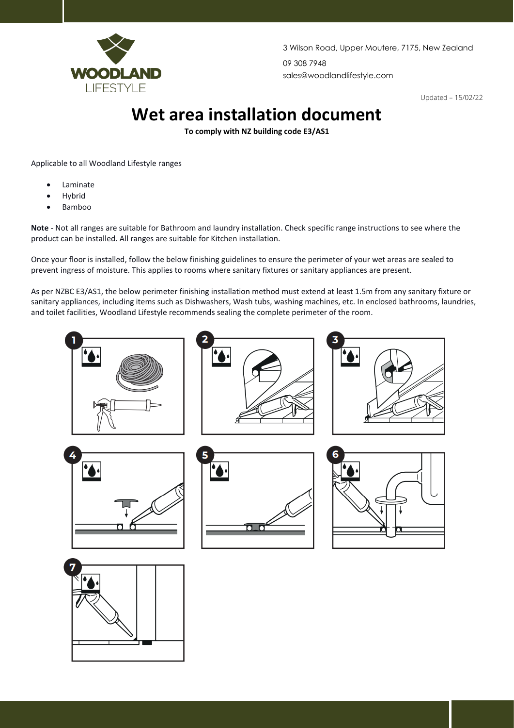WOODLAND LIFESTYLE

3 Wilson Road, Upper Moutere, 7175, New Zealand

09 308 7948

sales@woodlandlifestyle.com

Updated – 15/02/22

# Wet area installation document

**To comply with NZ building code E3/AS1**

Applicable to all Woodland Lifestyle ranges

- Laminate
- Hybrid
- Bamboo

**Note** - Not all ranges are suitable for Bathroom and laundry installation. Check specific range instructions to see where the product can be installed. All ranges are suitable for Kitchen installation.

Once your floor is installed, follow the below finishing guidelines to ensure the perimeter of your wet areas are sealed to prevent ingress of moisture. This applies to rooms where sanitary fixtures or sanitary appliances are present.

As per NZBC E3/AS1, the below perimeter finishing installation method must extend at least 1.5m from any sanitary fixture or sanitary appliances, including items such as Dishwashers, Wash tubs, washing machines, etc. In enclosed bathrooms, laundries, and toilet facilities, Woodland Lifestyle recommends sealing the complete perimeter of the room.

1

2

3

4

5

6

7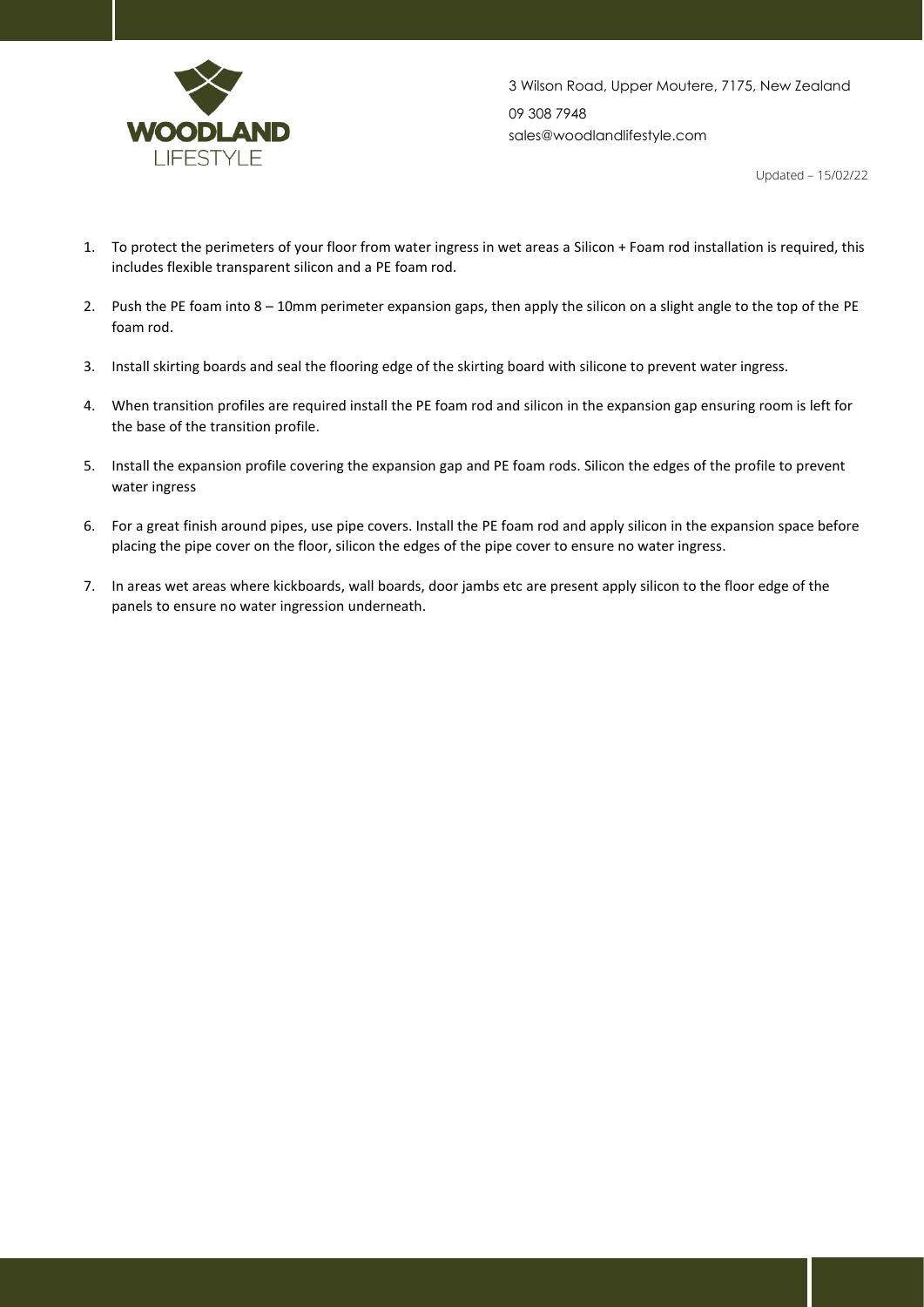3 Wilson Road, Upper Moutere, 7175, New Zealand

09 308 7948

sales@woodlandlifestyle.com

Updated – 15/02/22

1. To protect the perimeters of your floor from water ingress in wet areas a Silicon + Foam rod installation is required, this includes flexible transparent silicon and a PE foam rod.

2. Push the PE foam into 8 – 10mm perimeter expansion gaps, then apply the silicon on a slight angle to the top of the PE foam rod.

3. Install skirting boards and seal the flooring edge of the skirting board with silicone to prevent water ingress.

4. When transition profiles are required install the PE foam rod and silicon in the expansion gap ensuring room is left for the base of the transition profile.

5. Install the expansion profile covering the expansion gap and PE foam rods. Silicon the edges of the profile to prevent water ingress

6. For a great finish around pipes, use pipe covers. Install the PE foam rod and apply silicon in the expansion space before placing the pipe cover on the floor, silicon the edges of the pipe cover to ensure no water ingress.

7. In areas wet areas where kickboards, wall boards, door jambs etc are present apply silicon to the floor edge of the panels to ensure no water ingression underneath.